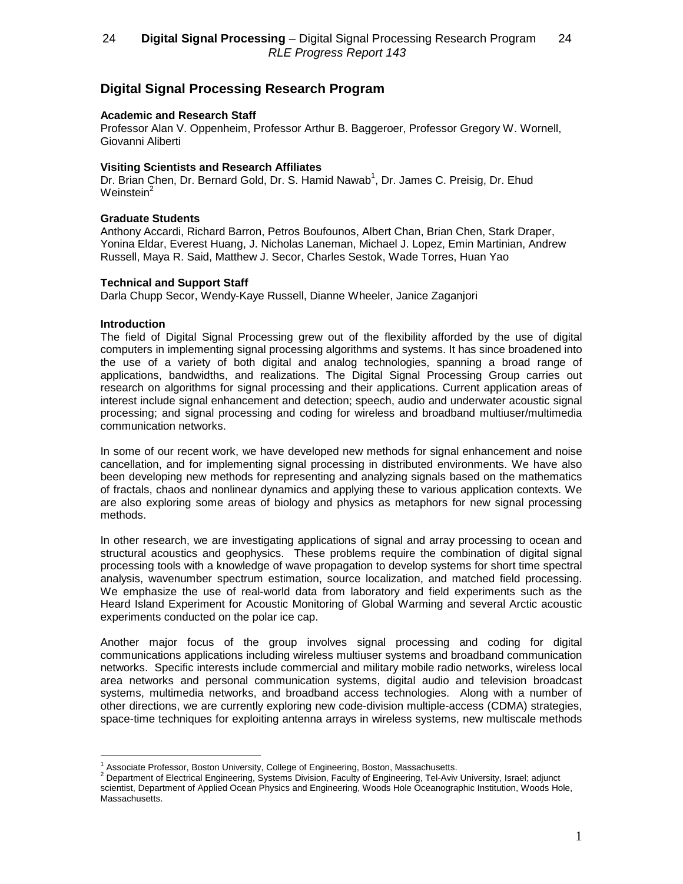# Digital Signal Processing Research Program

**Academic and Research Staff**
Professor Alan V. Oppenheim, Professor Arthur B. Baggeroer, Professor Gregory W. Wornell, Giovanni Aliberti

**Visiting Scientists and Research Affiliates**
Dr. Brian Chen, Dr. Bernard Gold, Dr. S. Hamid Nawab[1], Dr. James C. Preisig, Dr. Ehud Weinstein[2]

**Graduate Students**
Anthony Accardi, Richard Barron, Petros Boufounos, Albert Chan, Brian Chen, Stark Draper, Yonina Eldar, Everest Huang, J. Nicholas Laneman, Michael J. Lopez, Emin Martinian, Andrew Russell, Maya R. Said, Matthew J. Secor, Charles Sestok, Wade Torres, Huan Yao

**Technical and Support Staff**
Darla Chupp Secor, Wendy-Kaye Russell, Dianne Wheeler, Janice Zaganjori

**Introduction**
The field of Digital Signal Processing grew out of the flexibility afforded by the use of digital computers in implementing signal processing algorithms and systems. It has since broadened into the use of a variety of both digital and analog technologies, spanning a broad range of applications, bandwidths, and realizations. The Digital Signal Processing Group carries out research on algorithms for signal processing and their applications. Current application areas of interest include signal enhancement and detection; speech, audio and underwater acoustic signal processing; and signal processing and coding for wireless and broadband multiuser/multimedia communication networks.

In some of our recent work, we have developed new methods for signal enhancement and noise cancellation, and for implementing signal processing in distributed environments. We have also been developing new methods for representing and analyzing signals based on the mathematics of fractals, chaos and nonlinear dynamics and applying these to various application contexts. We are also exploring some areas of biology and physics as metaphors for new signal processing methods.

In other research, we are investigating applications of signal and array processing to ocean and structural acoustics and geophysics. These problems require the combination of digital signal processing tools with a knowledge of wave propagation to develop systems for short time spectral analysis, wavenumber spectrum estimation, source localization, and matched field processing. We emphasize the use of real-world data from laboratory and field experiments such as the Heard Island Experiment for Acoustic Monitoring of Global Warming and several Arctic acoustic experiments conducted on the polar ice cap.

Another major focus of the group involves signal processing and coding for digital communications applications including wireless multiuser systems and broadband communication networks. Specific interests include commercial and military mobile radio networks, wireless local area networks and personal communication systems, digital audio and television broadcast systems, multimedia networks, and broadband access technologies. Along with a number of other directions, we are currently exploring new code-division multiple-access (CDMA) strategies, space-time techniques for exploiting antenna arrays in wireless systems, new multiscale methods

---

[1] Associate Professor, Boston University, College of Engineering, Boston, Massachusetts.

[2] Department of Electrical Engineering, Systems Division, Faculty of Engineering, Tel-Aviv University, Israel; adjunct scientist, Department of Applied Ocean Physics and Engineering, Woods Hole Oceanographic Institution, Woods Hole, Massachusetts.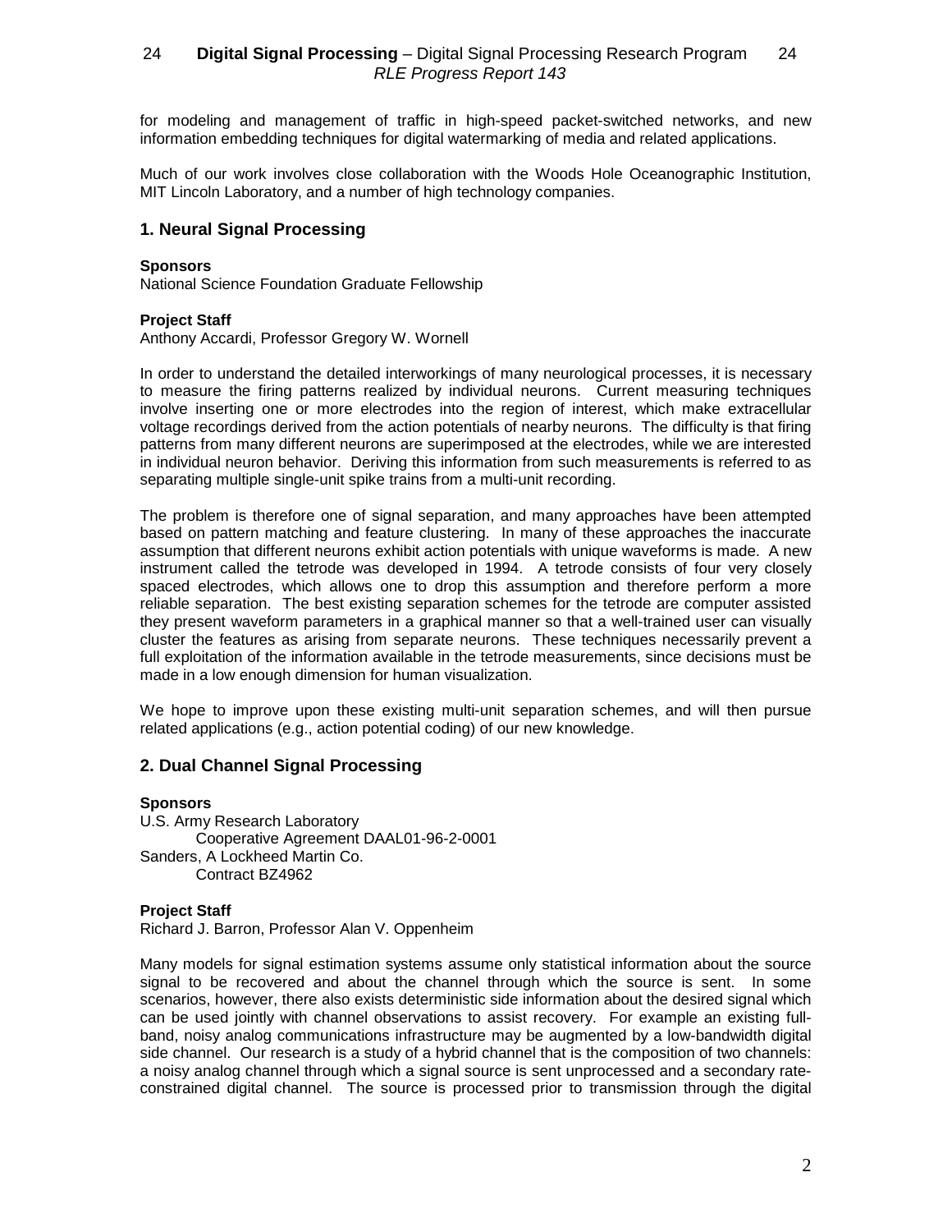for modeling and management of traffic in high-speed packet-switched networks, and new information embedding techniques for digital watermarking of media and related applications.

Much of our work involves close collaboration with the Woods Hole Oceanographic Institution, MIT Lincoln Laboratory, and a number of high technology companies.

## 1. Neural Signal Processing

**Sponsors**
National Science Foundation Graduate Fellowship

**Project Staff**
Anthony Accardi, Professor Gregory W. Wornell

In order to understand the detailed interworkings of many neurological processes, it is necessary to measure the firing patterns realized by individual neurons. Current measuring techniques involve inserting one or more electrodes into the region of interest, which make extracellular voltage recordings derived from the action potentials of nearby neurons. The difficulty is that firing patterns from many different neurons are superimposed at the electrodes, while we are interested in individual neuron behavior. Deriving this information from such measurements is referred to as separating multiple single-unit spike trains from a multi-unit recording.

The problem is therefore one of signal separation, and many approaches have been attempted based on pattern matching and feature clustering. In many of these approaches the inaccurate assumption that different neurons exhibit action potentials with unique waveforms is made. A new instrument called the tetrode was developed in 1994. A tetrode consists of four very closely spaced electrodes, which allows one to drop this assumption and therefore perform a more reliable separation. The best existing separation schemes for the tetrode are computer assisted they present waveform parameters in a graphical manner so that a well-trained user can visually cluster the features as arising from separate neurons. These techniques necessarily prevent a full exploitation of the information available in the tetrode measurements, since decisions must be made in a low enough dimension for human visualization.

We hope to improve upon these existing multi-unit separation schemes, and will then pursue related applications (e.g., action potential coding) of our new knowledge.

## 2. Dual Channel Signal Processing

**Sponsors**
U.S. Army Research Laboratory
Cooperative Agreement DAAL01-96-2-0001
Sanders, A Lockheed Martin Co.
Contract BZ4962

**Project Staff**
Richard J. Barron, Professor Alan V. Oppenheim

Many models for signal estimation systems assume only statistical information about the source signal to be recovered and about the channel through which the source is sent. In some scenarios, however, there also exists deterministic side information about the desired signal which can be used jointly with channel observations to assist recovery. For example an existing full-band, noisy analog communications infrastructure may be augmented by a low-bandwidth digital side channel. Our research is a study of a hybrid channel that is the composition of two channels: a noisy analog channel through which a signal source is sent unprocessed and a secondary rate-constrained digital channel. The source is processed prior to transmission through the digital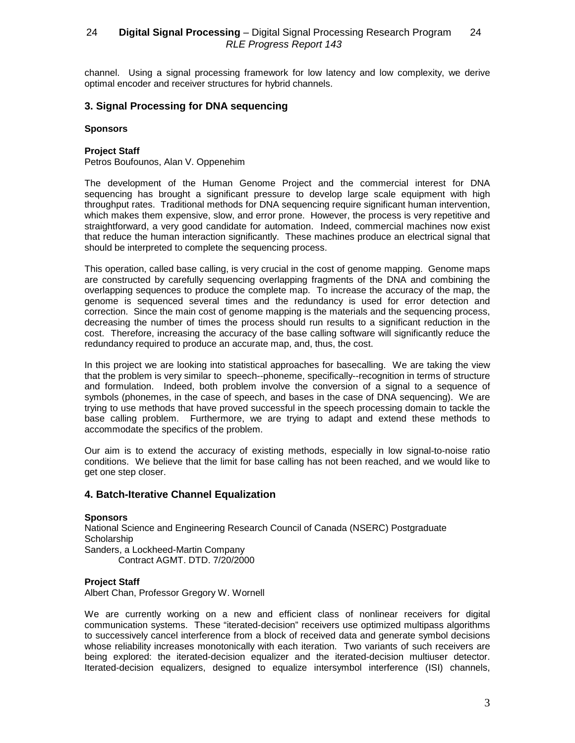channel. Using a signal processing framework for low latency and low complexity, we derive optimal encoder and receiver structures for hybrid channels.

## 3. Signal Processing for DNA sequencing

**Sponsors**

**Project Staff**
Petros Boufounos, Alan V. Oppenehim

The development of the Human Genome Project and the commercial interest for DNA sequencing has brought a significant pressure to develop large scale equipment with high throughput rates. Traditional methods for DNA sequencing require significant human intervention, which makes them expensive, slow, and error prone. However, the process is very repetitive and straightforward, a very good candidate for automation. Indeed, commercial machines now exist that reduce the human interaction significantly. These machines produce an electrical signal that should be interpreted to complete the sequencing process.

This operation, called base calling, is very crucial in the cost of genome mapping. Genome maps are constructed by carefully sequencing overlapping fragments of the DNA and combining the overlapping sequences to produce the complete map. To increase the accuracy of the map, the genome is sequenced several times and the redundancy is used for error detection and correction. Since the main cost of genome mapping is the materials and the sequencing process, decreasing the number of times the process should run results to a significant reduction in the cost. Therefore, increasing the accuracy of the base calling software will significantly reduce the redundancy required to produce an accurate map, and, thus, the cost.

In this project we are looking into statistical approaches for basecalling. We are taking the view that the problem is very similar to speech--phoneme, specifically--recognition in terms of structure and formulation. Indeed, both problem involve the conversion of a signal to a sequence of symbols (phonemes, in the case of speech, and bases in the case of DNA sequencing). We are trying to use methods that have proved successful in the speech processing domain to tackle the base calling problem. Furthermore, we are trying to adapt and extend these methods to accommodate the specifics of the problem.

Our aim is to extend the accuracy of existing methods, especially in low signal-to-noise ratio conditions. We believe that the limit for base calling has not been reached, and we would like to get one step closer.

## 4. Batch-Iterative Channel Equalization

**Sponsors**
National Science and Engineering Research Council of Canada (NSERC) Postgraduate Scholarship
Sanders, a Lockheed-Martin Company
Contract AGMT. DTD. 7/20/2000

**Project Staff**
Albert Chan, Professor Gregory W. Wornell

We are currently working on a new and efficient class of nonlinear receivers for digital communication systems. These "iterated-decision" receivers use optimized multipass algorithms to successively cancel interference from a block of received data and generate symbol decisions whose reliability increases monotonically with each iteration. Two variants of such receivers are being explored: the iterated-decision equalizer and the iterated-decision multiuser detector. Iterated-decision equalizers, designed to equalize intersymbol interference (ISI) channels,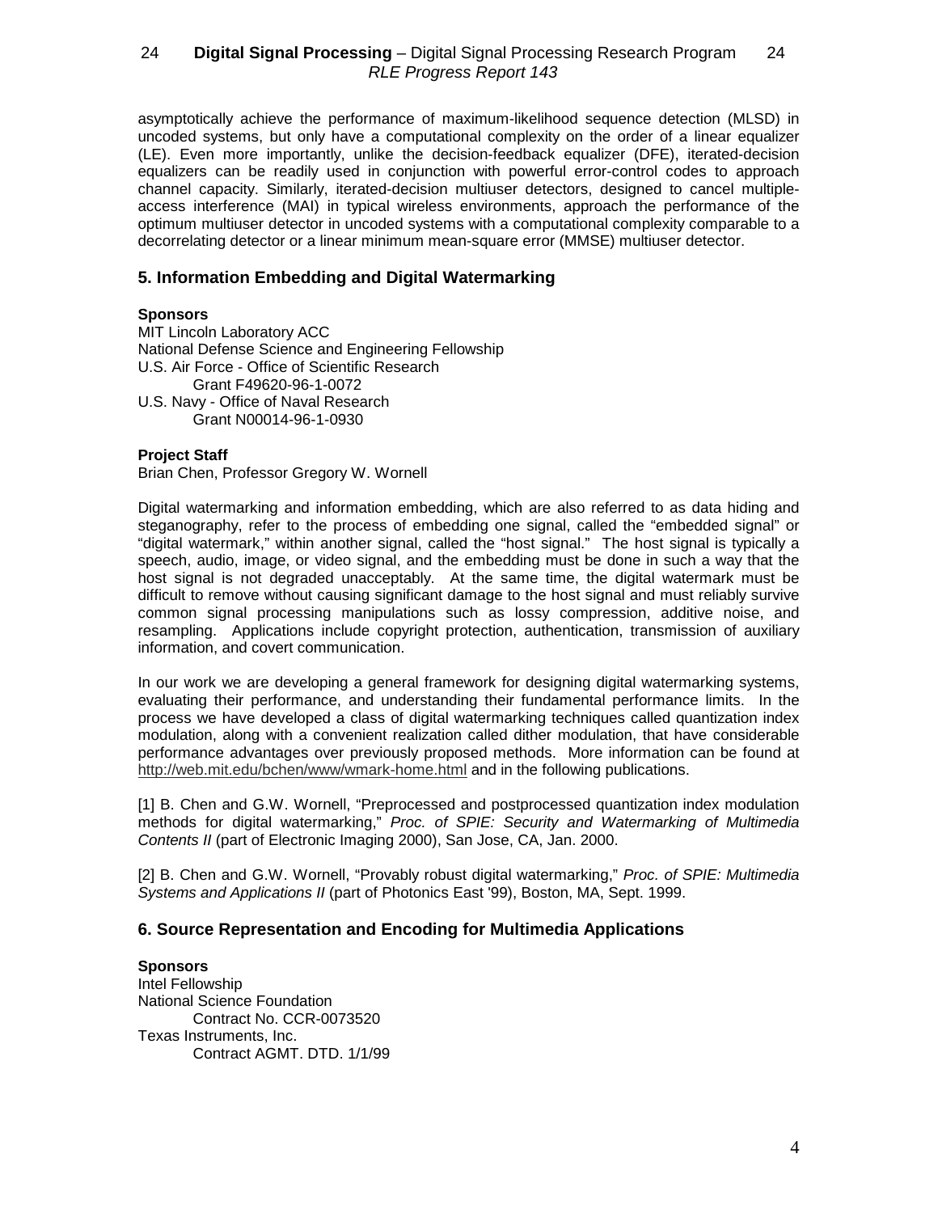asymptotically achieve the performance of maximum-likelihood sequence detection (MLSD) in uncoded systems, but only have a computational complexity on the order of a linear equalizer (LE). Even more importantly, unlike the decision-feedback equalizer (DFE), iterated-decision equalizers can be readily used in conjunction with powerful error-control codes to approach channel capacity. Similarly, iterated-decision multiuser detectors, designed to cancel multiple-access interference (MAI) in typical wireless environments, approach the performance of the optimum multiuser detector in uncoded systems with a computational complexity comparable to a decorrelating detector or a linear minimum mean-square error (MMSE) multiuser detector.

## 5. Information Embedding and Digital Watermarking

**Sponsors**

MIT Lincoln Laboratory ACC
National Defense Science and Engineering Fellowship
U.S. Air Force - Office of Scientific Research
    Grant F49620-96-1-0072
U.S. Navy - Office of Naval Research
    Grant N00014-96-1-0930

**Project Staff**

Brian Chen, Professor Gregory W. Wornell

Digital watermarking and information embedding, which are also referred to as data hiding and steganography, refer to the process of embedding one signal, called the "embedded signal" or "digital watermark," within another signal, called the "host signal." The host signal is typically a speech, audio, image, or video signal, and the embedding must be done in such a way that the host signal is not degraded unacceptably. At the same time, the digital watermark must be difficult to remove without causing significant damage to the host signal and must reliably survive common signal processing manipulations such as lossy compression, additive noise, and resampling. Applications include copyright protection, authentication, transmission of auxiliary information, and covert communication.

In our work we are developing a general framework for designing digital watermarking systems, evaluating their performance, and understanding their fundamental performance limits. In the process we have developed a class of digital watermarking techniques called quantization index modulation, along with a convenient realization called dither modulation, that have considerable performance advantages over previously proposed methods. More information can be found at http://web.mit.edu/bchen/www/wmark-home.html and in the following publications.

[1] B. Chen and G.W. Wornell, "Preprocessed and postprocessed quantization index modulation methods for digital watermarking," *Proc. of SPIE: Security and Watermarking of Multimedia Contents II* (part of Electronic Imaging 2000), San Jose, CA, Jan. 2000.

[2] B. Chen and G.W. Wornell, "Provably robust digital watermarking," *Proc. of SPIE: Multimedia Systems and Applications II* (part of Photonics East '99), Boston, MA, Sept. 1999.

## 6. Source Representation and Encoding for Multimedia Applications

**Sponsors**

Intel Fellowship
National Science Foundation
    Contract No. CCR-0073520
Texas Instruments, Inc.
    Contract AGMT. DTD. 1/1/99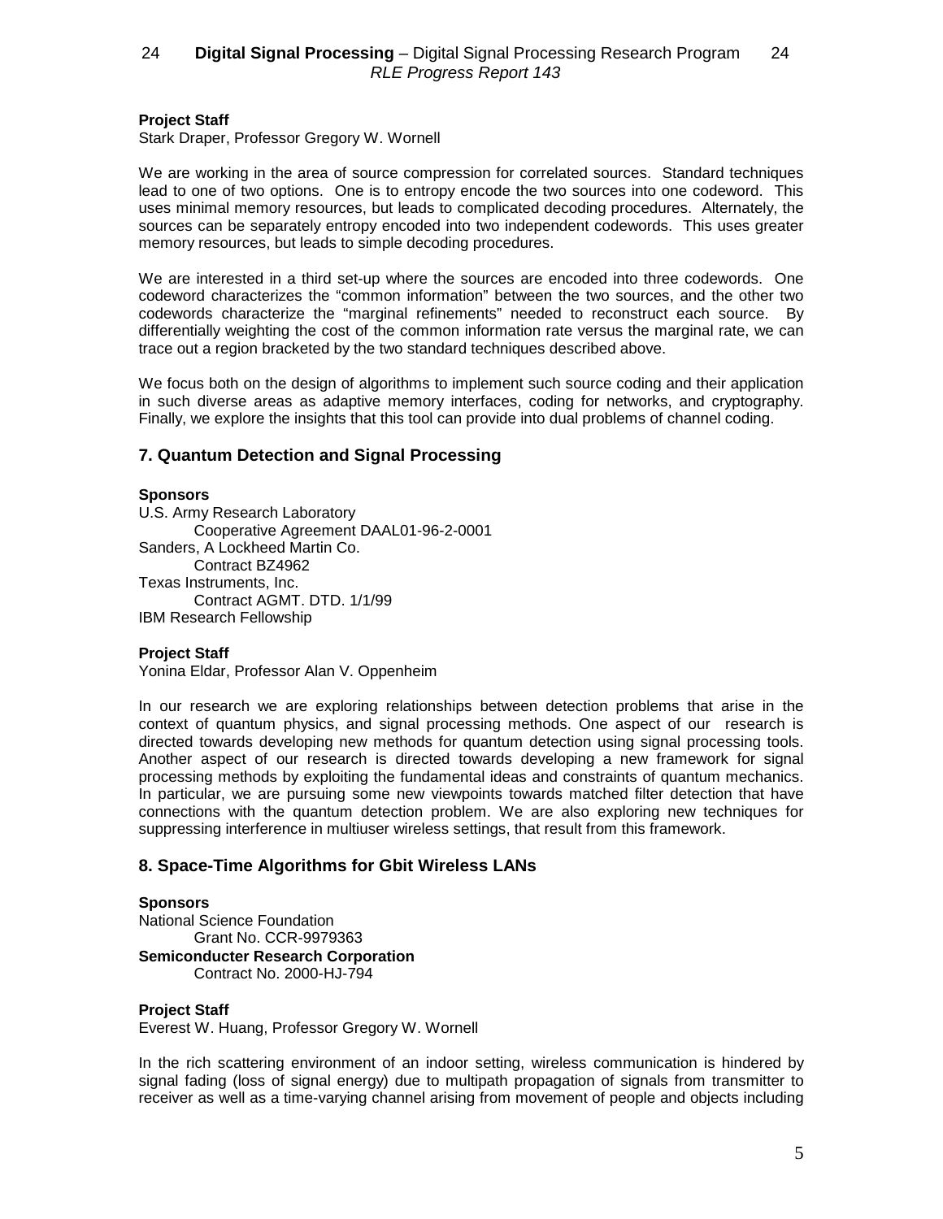**Project Staff**

Stark Draper, Professor Gregory W. Wornell

We are working in the area of source compression for correlated sources. Standard techniques lead to one of two options. One is to entropy encode the two sources into one codeword. This uses minimal memory resources, but leads to complicated decoding procedures. Alternately, the sources can be separately entropy encoded into two independent codewords. This uses greater memory resources, but leads to simple decoding procedures.

We are interested in a third set-up where the sources are encoded into three codewords. One codeword characterizes the "common information" between the two sources, and the other two codewords characterize the "marginal refinements" needed to reconstruct each source. By differentially weighting the cost of the common information rate versus the marginal rate, we can trace out a region bracketed by the two standard techniques described above.

We focus both on the design of algorithms to implement such source coding and their application in such diverse areas as adaptive memory interfaces, coding for networks, and cryptography. Finally, we explore the insights that this tool can provide into dual problems of channel coding.

## 7. Quantum Detection and Signal Processing

**Sponsors**

U.S. Army Research Laboratory
  Cooperative Agreement DAAL01-96-2-0001
Sanders, A Lockheed Martin Co.
  Contract BZ4962
Texas Instruments, Inc.
  Contract AGMT. DTD. 1/1/99
IBM Research Fellowship

**Project Staff**

Yonina Eldar, Professor Alan V. Oppenheim

In our research we are exploring relationships between detection problems that arise in the context of quantum physics, and signal processing methods. One aspect of our research is directed towards developing new methods for quantum detection using signal processing tools. Another aspect of our research is directed towards developing a new framework for signal processing methods by exploiting the fundamental ideas and constraints of quantum mechanics. In particular, we are pursuing some new viewpoints towards matched filter detection that have connections with the quantum detection problem. We are also exploring new techniques for suppressing interference in multiuser wireless settings, that result from this framework.

## 8. Space-Time Algorithms for Gbit Wireless LANs

**Sponsors**

National Science Foundation
  Grant No. CCR-9979363
**Semiconducter Research Corporation**
  Contract No. 2000-HJ-794

**Project Staff**

Everest W. Huang, Professor Gregory W. Wornell

In the rich scattering environment of an indoor setting, wireless communication is hindered by signal fading (loss of signal energy) due to multipath propagation of signals from transmitter to receiver as well as a time-varying channel arising from movement of people and objects including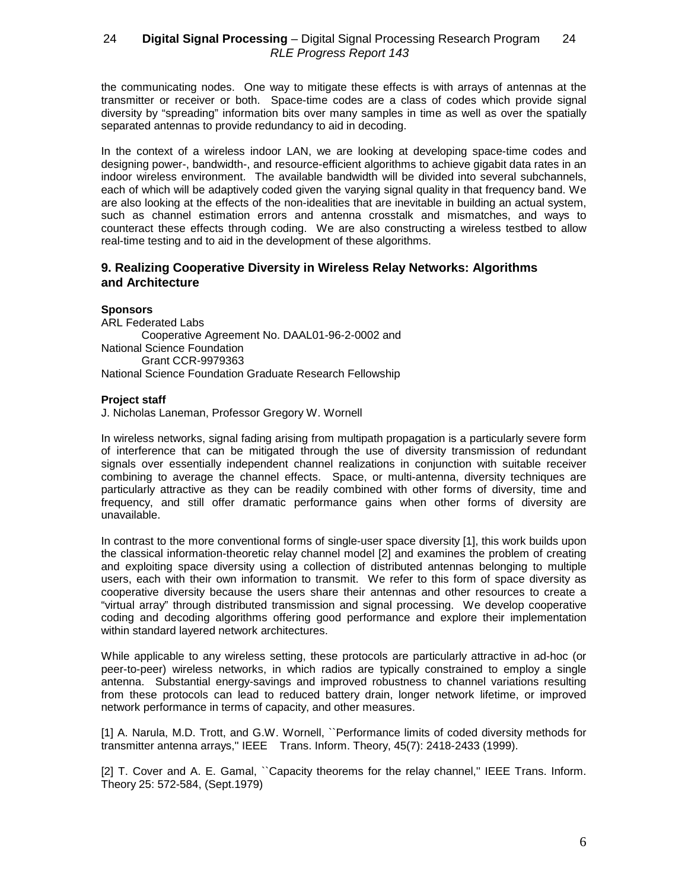the communicating nodes. One way to mitigate these effects is with arrays of antennas at the transmitter or receiver or both. Space-time codes are a class of codes which provide signal diversity by "spreading" information bits over many samples in time as well as over the spatially separated antennas to provide redundancy to aid in decoding.

In the context of a wireless indoor LAN, we are looking at developing space-time codes and designing power-, bandwidth-, and resource-efficient algorithms to achieve gigabit data rates in an indoor wireless environment. The available bandwidth will be divided into several subchannels, each of which will be adaptively coded given the varying signal quality in that frequency band. We are also looking at the effects of the non-idealities that are inevitable in building an actual system, such as channel estimation errors and antenna crosstalk and mismatches, and ways to counteract these effects through coding. We are also constructing a wireless testbed to allow real-time testing and to aid in the development of these algorithms.

### 9. Realizing Cooperative Diversity in Wireless Relay Networks: Algorithms and Architecture

**Sponsors**

ARL Federated Labs
  Cooperative Agreement No. DAAL01-96-2-0002 and
National Science Foundation
  Grant CCR-9979363
National Science Foundation Graduate Research Fellowship

**Project staff**

J. Nicholas Laneman, Professor Gregory W. Wornell

In wireless networks, signal fading arising from multipath propagation is a particularly severe form of interference that can be mitigated through the use of diversity transmission of redundant signals over essentially independent channel realizations in conjunction with suitable receiver combining to average the channel effects. Space, or multi-antenna, diversity techniques are particularly attractive as they can be readily combined with other forms of diversity, time and frequency, and still offer dramatic performance gains when other forms of diversity are unavailable.

In contrast to the more conventional forms of single-user space diversity [1], this work builds upon the classical information-theoretic relay channel model [2] and examines the problem of creating and exploiting space diversity using a collection of distributed antennas belonging to multiple users, each with their own information to transmit. We refer to this form of space diversity as cooperative diversity because the users share their antennas and other resources to create a "virtual array" through distributed transmission and signal processing. We develop cooperative coding and decoding algorithms offering good performance and explore their implementation within standard layered network architectures.

While applicable to any wireless setting, these protocols are particularly attractive in ad-hoc (or peer-to-peer) wireless networks, in which radios are typically constrained to employ a single antenna. Substantial energy-savings and improved robustness to channel variations resulting from these protocols can lead to reduced battery drain, longer network lifetime, or improved network performance in terms of capacity, and other measures.

[1] A. Narula, M.D. Trott, and G.W. Wornell, ``Performance limits of coded diversity methods for transmitter antenna arrays,'' IEEE Trans. Inform. Theory, 45(7): 2418-2433 (1999).

[2] T. Cover and A. E. Gamal, ``Capacity theorems for the relay channel,'' IEEE Trans. Inform. Theory 25: 572-584, (Sept.1979)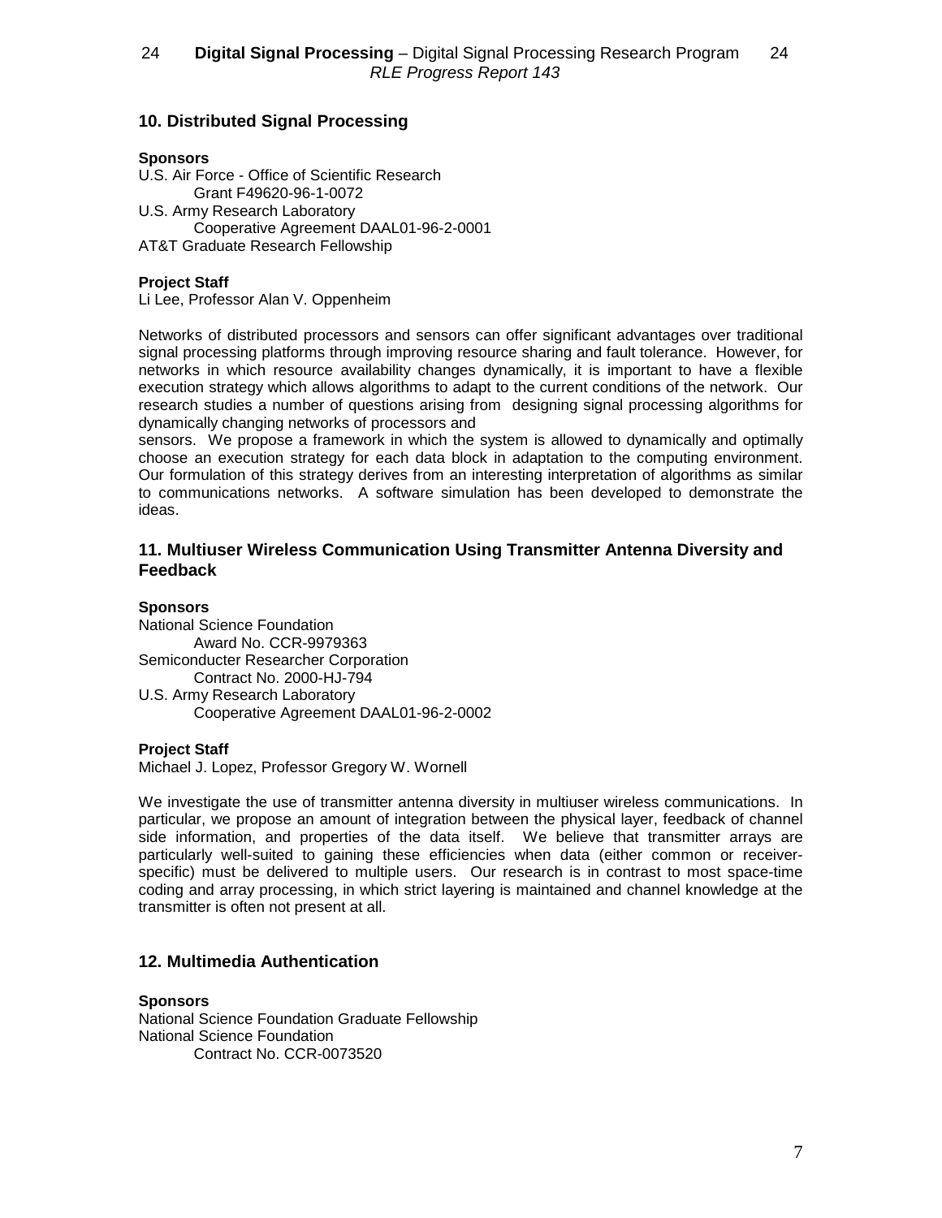## 10. Distributed Signal Processing

**Sponsors**

U.S. Air Force - Office of Scientific Research
    Grant F49620-96-1-0072
U.S. Army Research Laboratory
    Cooperative Agreement DAAL01-96-2-0001
AT&T Graduate Research Fellowship

**Project Staff**

Li Lee, Professor Alan V. Oppenheim

Networks of distributed processors and sensors can offer significant advantages over traditional signal processing platforms through improving resource sharing and fault tolerance. However, for networks in which resource availability changes dynamically, it is important to have a flexible execution strategy which allows algorithms to adapt to the current conditions of the network. Our research studies a number of questions arising from designing signal processing algorithms for dynamically changing networks of processors and sensors. We propose a framework in which the system is allowed to dynamically and optimally choose an execution strategy for each data block in adaptation to the computing environment. Our formulation of this strategy derives from an interesting interpretation of algorithms as similar to communications networks. A software simulation has been developed to demonstrate the ideas.

## 11. Multiuser Wireless Communication Using Transmitter Antenna Diversity and Feedback

**Sponsors**

National Science Foundation
    Award No. CCR-9979363
Semiconducter Researcher Corporation
    Contract No. 2000-HJ-794
U.S. Army Research Laboratory
    Cooperative Agreement DAAL01-96-2-0002

**Project Staff**

Michael J. Lopez, Professor Gregory W. Wornell

We investigate the use of transmitter antenna diversity in multiuser wireless communications. In particular, we propose an amount of integration between the physical layer, feedback of channel side information, and properties of the data itself. We believe that transmitter arrays are particularly well-suited to gaining these efficiencies when data (either common or receiver-specific) must be delivered to multiple users. Our research is in contrast to most space-time coding and array processing, in which strict layering is maintained and channel knowledge at the transmitter is often not present at all.

## 12. Multimedia Authentication

**Sponsors**

National Science Foundation Graduate Fellowship
National Science Foundation
    Contract No. CCR-0073520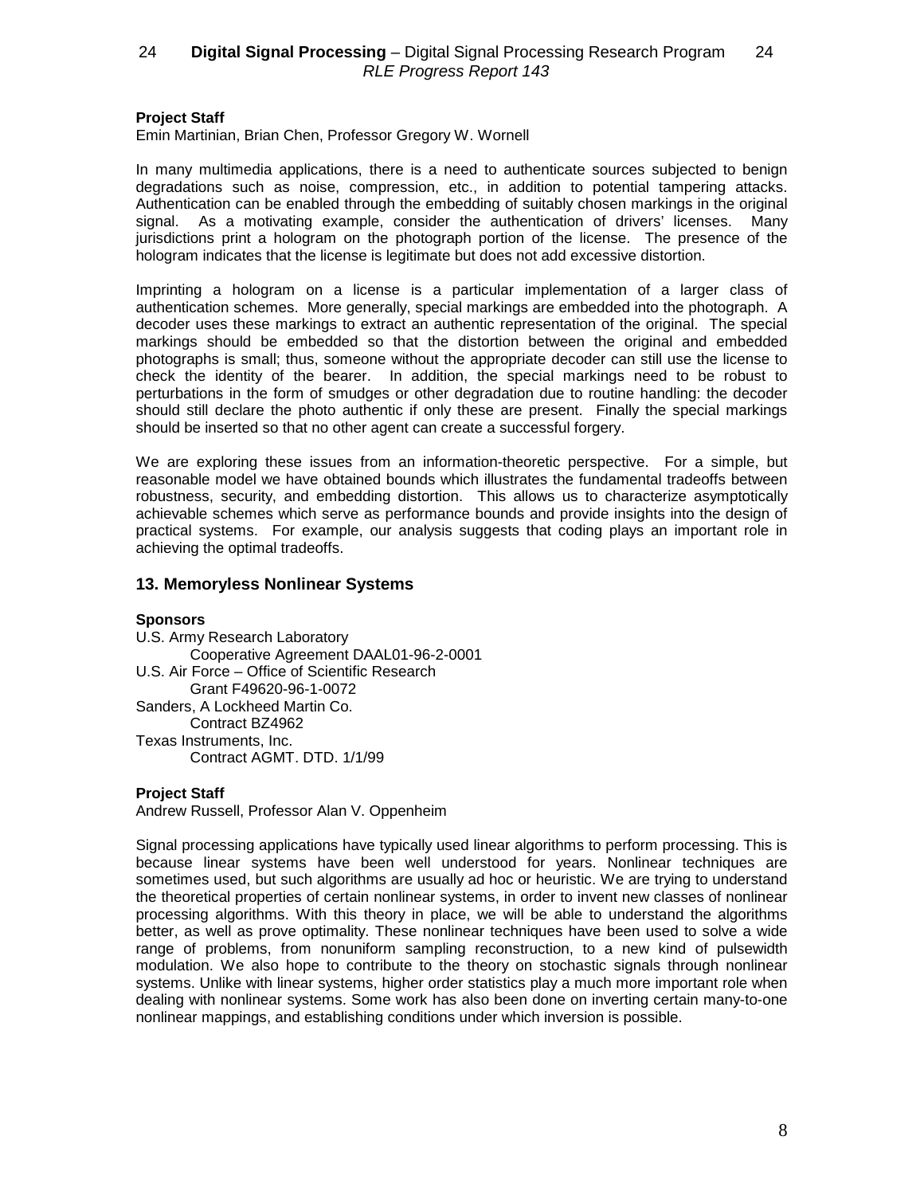**Project Staff**

Emin Martinian, Brian Chen, Professor Gregory W. Wornell

In many multimedia applications, there is a need to authenticate sources subjected to benign degradations such as noise, compression, etc., in addition to potential tampering attacks. Authentication can be enabled through the embedding of suitably chosen markings in the original signal. As a motivating example, consider the authentication of drivers' licenses. Many jurisdictions print a hologram on the photograph portion of the license. The presence of the hologram indicates that the license is legitimate but does not add excessive distortion.

Imprinting a hologram on a license is a particular implementation of a larger class of authentication schemes. More generally, special markings are embedded into the photograph. A decoder uses these markings to extract an authentic representation of the original. The special markings should be embedded so that the distortion between the original and embedded photographs is small; thus, someone without the appropriate decoder can still use the license to check the identity of the bearer. In addition, the special markings need to be robust to perturbations in the form of smudges or other degradation due to routine handling: the decoder should still declare the photo authentic if only these are present. Finally the special markings should be inserted so that no other agent can create a successful forgery.

We are exploring these issues from an information-theoretic perspective. For a simple, but reasonable model we have obtained bounds which illustrates the fundamental tradeoffs between robustness, security, and embedding distortion. This allows us to characterize asymptotically achievable schemes which serve as performance bounds and provide insights into the design of practical systems. For example, our analysis suggests that coding plays an important role in achieving the optimal tradeoffs.

## 13. Memoryless Nonlinear Systems

**Sponsors**

U.S. Army Research Laboratory
Cooperative Agreement DAAL01-96-2-0001
U.S. Air Force – Office of Scientific Research
Grant F49620-96-1-0072
Sanders, A Lockheed Martin Co.
Contract BZ4962
Texas Instruments, Inc.
Contract AGMT. DTD. 1/1/99

**Project Staff**

Andrew Russell, Professor Alan V. Oppenheim

Signal processing applications have typically used linear algorithms to perform processing. This is because linear systems have been well understood for years. Nonlinear techniques are sometimes used, but such algorithms are usually ad hoc or heuristic. We are trying to understand the theoretical properties of certain nonlinear systems, in order to invent new classes of nonlinear processing algorithms. With this theory in place, we will be able to understand the algorithms better, as well as prove optimality. These nonlinear techniques have been used to solve a wide range of problems, from nonuniform sampling reconstruction, to a new kind of pulsewidth modulation. We also hope to contribute to the theory on stochastic signals through nonlinear systems. Unlike with linear systems, higher order statistics play a much more important role when dealing with nonlinear systems. Some work has also been done on inverting certain many-to-one nonlinear mappings, and establishing conditions under which inversion is possible.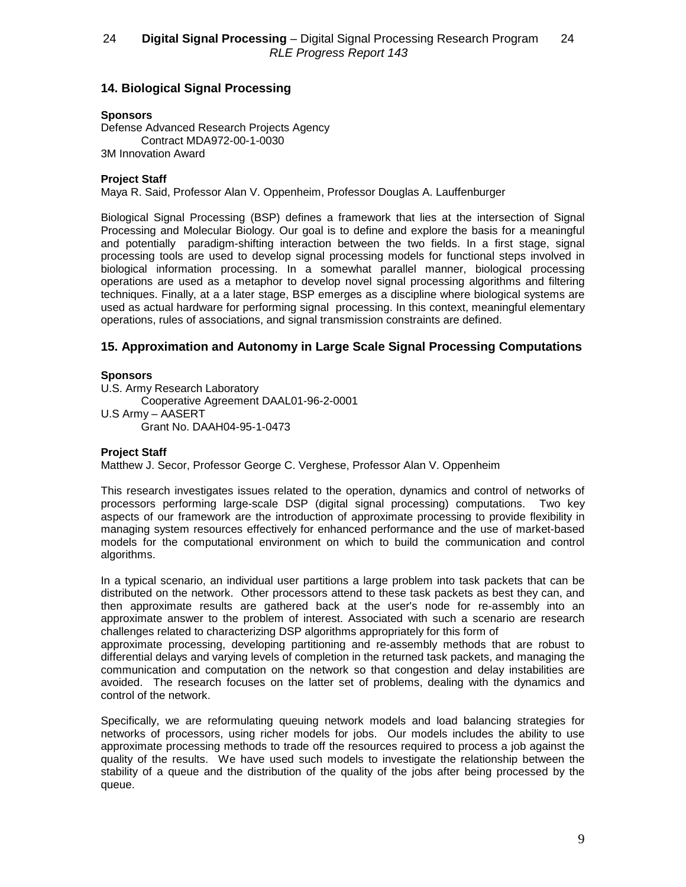## 14. Biological Signal Processing

**Sponsors**

Defense Advanced Research Projects Agency
Contract MDA972-00-1-0030
3M Innovation Award

**Project Staff**

Maya R. Said, Professor Alan V. Oppenheim, Professor Douglas A. Lauffenburger

Biological Signal Processing (BSP) defines a framework that lies at the intersection of Signal Processing and Molecular Biology. Our goal is to define and explore the basis for a meaningful and potentially paradigm-shifting interaction between the two fields. In a first stage, signal processing tools are used to develop signal processing models for functional steps involved in biological information processing. In a somewhat parallel manner, biological processing operations are used as a metaphor to develop novel signal processing algorithms and filtering techniques. Finally, at a a later stage, BSP emerges as a discipline where biological systems are used as actual hardware for performing signal processing. In this context, meaningful elementary operations, rules of associations, and signal transmission constraints are defined.

## 15. Approximation and Autonomy in Large Scale Signal Processing Computations

**Sponsors**

U.S. Army Research Laboratory
Cooperative Agreement DAAL01-96-2-0001
U.S Army – AASERT
Grant No. DAAH04-95-1-0473

**Project Staff**

Matthew J. Secor, Professor George C. Verghese, Professor Alan V. Oppenheim

This research investigates issues related to the operation, dynamics and control of networks of processors performing large-scale DSP (digital signal processing) computations. Two key aspects of our framework are the introduction of approximate processing to provide flexibility in managing system resources effectively for enhanced performance and the use of market-based models for the computational environment on which to build the communication and control algorithms.

In a typical scenario, an individual user partitions a large problem into task packets that can be distributed on the network. Other processors attend to these task packets as best they can, and then approximate results are gathered back at the user's node for re-assembly into an approximate answer to the problem of interest. Associated with such a scenario are research challenges related to characterizing DSP algorithms appropriately for this form of approximate processing, developing partitioning and re-assembly methods that are robust to differential delays and varying levels of completion in the returned task packets, and managing the communication and computation on the network so that congestion and delay instabilities are avoided. The research focuses on the latter set of problems, dealing with the dynamics and control of the network.

Specifically, we are reformulating queuing network models and load balancing strategies for networks of processors, using richer models for jobs. Our models includes the ability to use approximate processing methods to trade off the resources required to process a job against the quality of the results. We have used such models to investigate the relationship between the stability of a queue and the distribution of the quality of the jobs after being processed by the queue.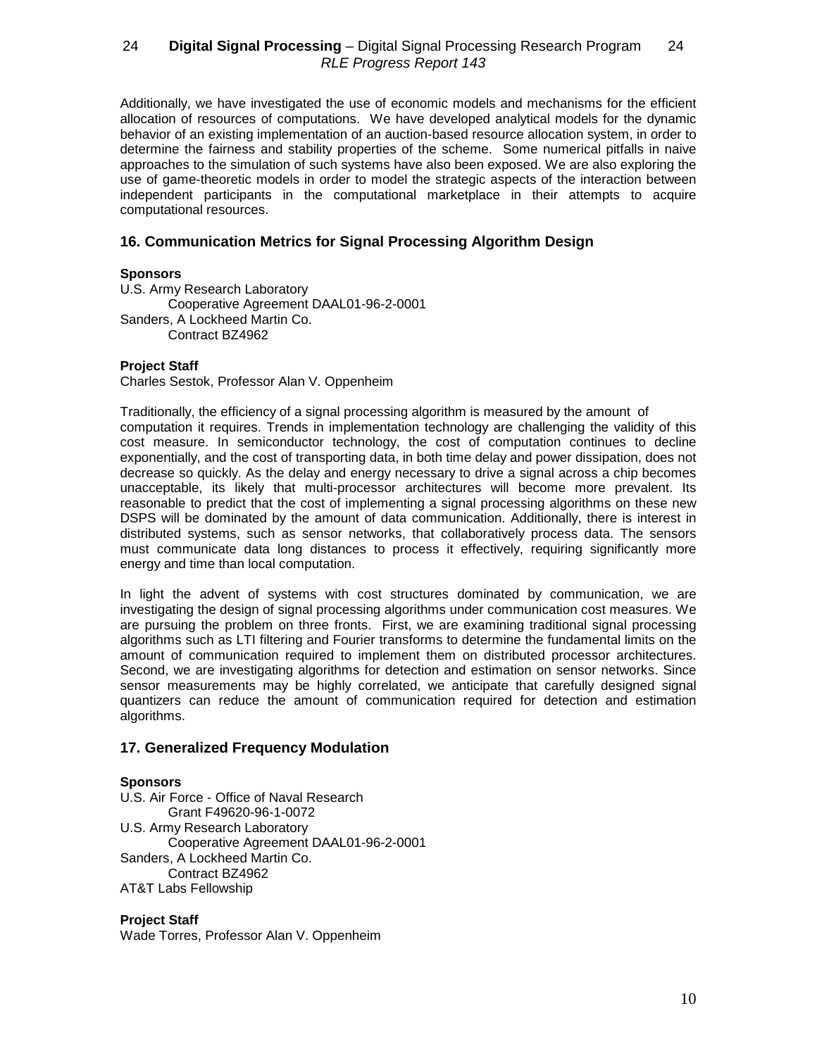Additionally, we have investigated the use of economic models and mechanisms for the efficient allocation of resources of computations. We have developed analytical models for the dynamic behavior of an existing implementation of an auction-based resource allocation system, in order to determine the fairness and stability properties of the scheme. Some numerical pitfalls in naive approaches to the simulation of such systems have also been exposed. We are also exploring the use of game-theoretic models in order to model the strategic aspects of the interaction between independent participants in the computational marketplace in their attempts to acquire computational resources.

## 16. Communication Metrics for Signal Processing Algorithm Design

**Sponsors**

U.S. Army Research Laboratory
  Cooperative Agreement DAAL01-96-2-0001
Sanders, A Lockheed Martin Co.
  Contract BZ4962

**Project Staff**

Charles Sestok, Professor Alan V. Oppenheim

Traditionally, the efficiency of a signal processing algorithm is measured by the amount of computation it requires. Trends in implementation technology are challenging the validity of this cost measure. In semiconductor technology, the cost of computation continues to decline exponentially, and the cost of transporting data, in both time delay and power dissipation, does not decrease so quickly. As the delay and energy necessary to drive a signal across a chip becomes unacceptable, its likely that multi-processor architectures will become more prevalent. Its reasonable to predict that the cost of implementing a signal processing algorithms on these new DSPS will be dominated by the amount of data communication. Additionally, there is interest in distributed systems, such as sensor networks, that collaboratively process data. The sensors must communicate data long distances to process it effectively, requiring significantly more energy and time than local computation.

In light the advent of systems with cost structures dominated by communication, we are investigating the design of signal processing algorithms under communication cost measures. We are pursuing the problem on three fronts. First, we are examining traditional signal processing algorithms such as LTI filtering and Fourier transforms to determine the fundamental limits on the amount of communication required to implement them on distributed processor architectures. Second, we are investigating algorithms for detection and estimation on sensor networks. Since sensor measurements may be highly correlated, we anticipate that carefully designed signal quantizers can reduce the amount of communication required for detection and estimation algorithms.

## 17. Generalized Frequency Modulation

**Sponsors**

U.S. Air Force - Office of Naval Research
  Grant F49620-96-1-0072
U.S. Army Research Laboratory
  Cooperative Agreement DAAL01-96-2-0001
Sanders, A Lockheed Martin Co.
  Contract BZ4962
AT&T Labs Fellowship

**Project Staff**

Wade Torres, Professor Alan V. Oppenheim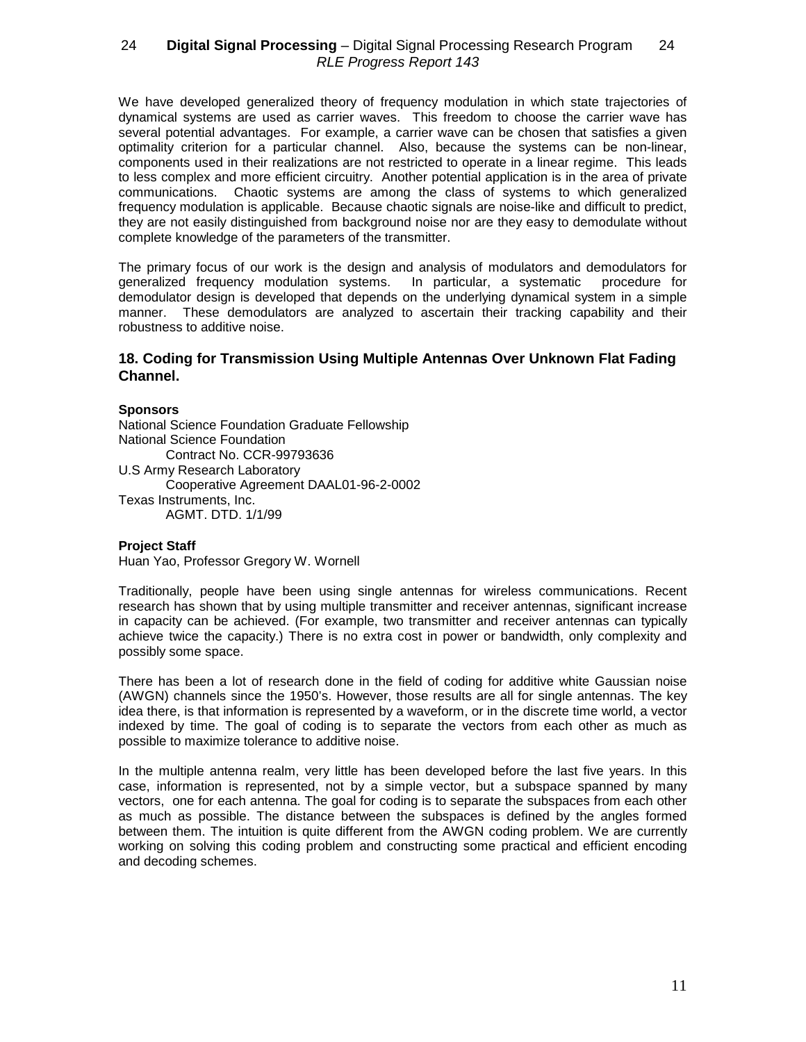We have developed generalized theory of frequency modulation in which state trajectories of dynamical systems are used as carrier waves. This freedom to choose the carrier wave has several potential advantages. For example, a carrier wave can be chosen that satisfies a given optimality criterion for a particular channel. Also, because the systems can be non-linear, components used in their realizations are not restricted to operate in a linear regime. This leads to less complex and more efficient circuitry. Another potential application is in the area of private communications. Chaotic systems are among the class of systems to which generalized frequency modulation is applicable. Because chaotic signals are noise-like and difficult to predict, they are not easily distinguished from background noise nor are they easy to demodulate without complete knowledge of the parameters of the transmitter.

The primary focus of our work is the design and analysis of modulators and demodulators for generalized frequency modulation systems. In particular, a systematic procedure for demodulator design is developed that depends on the underlying dynamical system in a simple manner. These demodulators are analyzed to ascertain their tracking capability and their robustness to additive noise.

## 18. Coding for Transmission Using Multiple Antennas Over Unknown Flat Fading Channel.

**Sponsors**

National Science Foundation Graduate Fellowship
National Science Foundation
    Contract No. CCR-99793636
U.S Army Research Laboratory
    Cooperative Agreement DAAL01-96-2-0002
Texas Instruments, Inc.
    AGMT. DTD. 1/1/99

**Project Staff**

Huan Yao, Professor Gregory W. Wornell

Traditionally, people have been using single antennas for wireless communications. Recent research has shown that by using multiple transmitter and receiver antennas, significant increase in capacity can be achieved. (For example, two transmitter and receiver antennas can typically achieve twice the capacity.) There is no extra cost in power or bandwidth, only complexity and possibly some space.

There has been a lot of research done in the field of coding for additive white Gaussian noise (AWGN) channels since the 1950's. However, those results are all for single antennas. The key idea there, is that information is represented by a waveform, or in the discrete time world, a vector indexed by time. The goal of coding is to separate the vectors from each other as much as possible to maximize tolerance to additive noise.

In the multiple antenna realm, very little has been developed before the last five years. In this case, information is represented, not by a simple vector, but a subspace spanned by many vectors, one for each antenna. The goal for coding is to separate the subspaces from each other as much as possible. The distance between the subspaces is defined by the angles formed between them. The intuition is quite different from the AWGN coding problem. We are currently working on solving this coding problem and constructing some practical and efficient encoding and decoding schemes.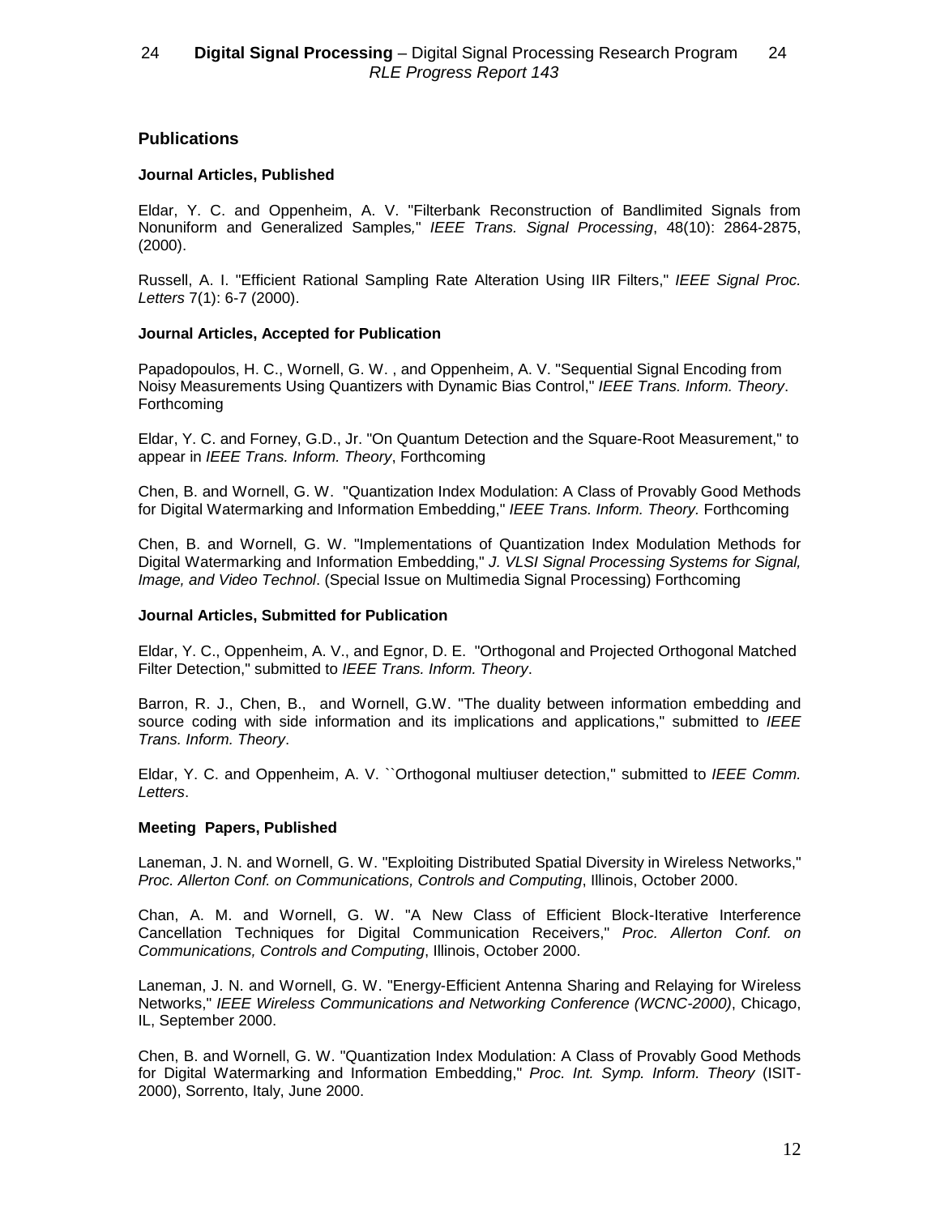## Publications

### Journal Articles, Published

Eldar, Y. C. and Oppenheim, A. V. "Filterbank Reconstruction of Bandlimited Signals from Nonuniform and Generalized Samples," *IEEE Trans. Signal Processing*, 48(10): 2864-2875, (2000).

Russell, A. I. "Efficient Rational Sampling Rate Alteration Using IIR Filters," *IEEE Signal Proc. Letters* 7(1): 6-7 (2000).

### Journal Articles, Accepted for Publication

Papadopoulos, H. C., Wornell, G. W. , and Oppenheim, A. V. "Sequential Signal Encoding from Noisy Measurements Using Quantizers with Dynamic Bias Control," *IEEE Trans. Inform. Theory*. Forthcoming

Eldar, Y. C. and Forney, G.D., Jr. "On Quantum Detection and the Square-Root Measurement," to appear in *IEEE Trans. Inform. Theory*, Forthcoming

Chen, B. and Wornell, G. W. "Quantization Index Modulation: A Class of Provably Good Methods for Digital Watermarking and Information Embedding," *IEEE Trans. Inform. Theory.* Forthcoming

Chen, B. and Wornell, G. W. "Implementations of Quantization Index Modulation Methods for Digital Watermarking and Information Embedding," *J. VLSI Signal Processing Systems for Signal, Image, and Video Technol*. (Special Issue on Multimedia Signal Processing) Forthcoming

### Journal Articles, Submitted for Publication

Eldar, Y. C., Oppenheim, A. V., and Egnor, D. E. "Orthogonal and Projected Orthogonal Matched Filter Detection," submitted to *IEEE Trans. Inform. Theory*.

Barron, R. J., Chen, B., and Wornell, G.W. "The duality between information embedding and source coding with side information and its implications and applications," submitted to *IEEE Trans. Inform. Theory*.

Eldar, Y. C. and Oppenheim, A. V. ``Orthogonal multiuser detection," submitted to *IEEE Comm. Letters*.

### Meeting Papers, Published

Laneman, J. N. and Wornell, G. W. "Exploiting Distributed Spatial Diversity in Wireless Networks," *Proc. Allerton Conf. on Communications, Controls and Computing*, Illinois, October 2000.

Chan, A. M. and Wornell, G. W. "A New Class of Efficient Block-Iterative Interference Cancellation Techniques for Digital Communication Receivers," *Proc. Allerton Conf. on Communications, Controls and Computing*, Illinois, October 2000.

Laneman, J. N. and Wornell, G. W. "Energy-Efficient Antenna Sharing and Relaying for Wireless Networks," *IEEE Wireless Communications and Networking Conference (WCNC-2000)*, Chicago, IL, September 2000.

Chen, B. and Wornell, G. W. "Quantization Index Modulation: A Class of Provably Good Methods for Digital Watermarking and Information Embedding," *Proc. Int. Symp. Inform. Theory* (ISIT-2000), Sorrento, Italy, June 2000.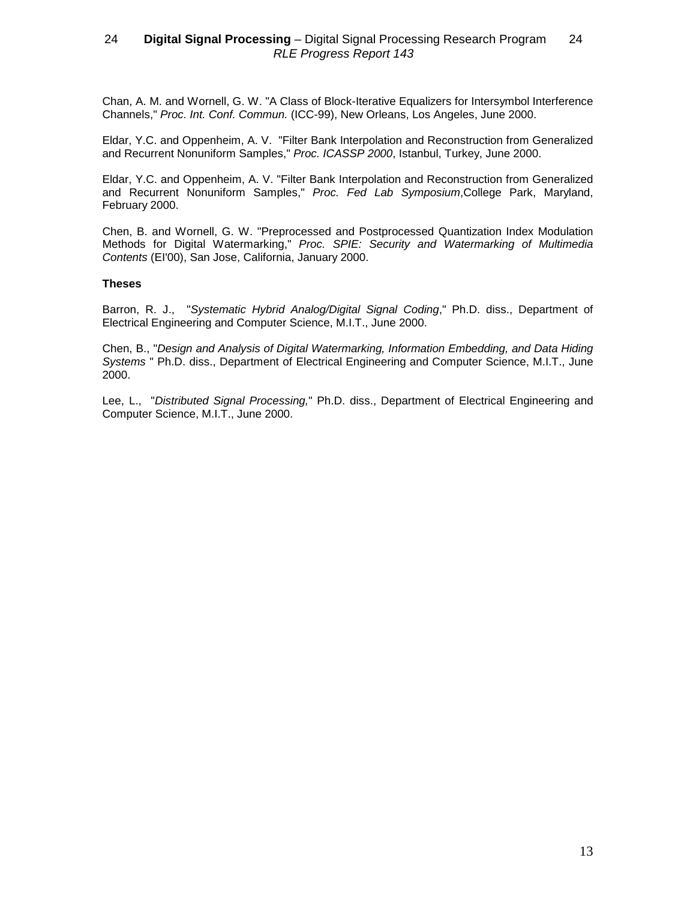Chan, A. M. and Wornell, G. W. "A Class of Block-Iterative Equalizers for Intersymbol Interference Channels," *Proc. Int. Conf. Commun.* (ICC-99), New Orleans, Los Angeles, June 2000.

Eldar, Y.C. and Oppenheim, A. V. "Filter Bank Interpolation and Reconstruction from Generalized and Recurrent Nonuniform Samples," *Proc. ICASSP 2000*, Istanbul, Turkey, June 2000.

Eldar, Y.C. and Oppenheim, A. V. "Filter Bank Interpolation and Reconstruction from Generalized and Recurrent Nonuniform Samples," *Proc. Fed Lab Symposium*,College Park, Maryland, February 2000.

Chen, B. and Wornell, G. W. "Preprocessed and Postprocessed Quantization Index Modulation Methods for Digital Watermarking," *Proc. SPIE: Security and Watermarking of Multimedia Contents* (EI'00), San Jose, California, January 2000.

**Theses**

Barron, R. J., "*Systematic Hybrid Analog/Digital Signal Coding*," Ph.D. diss., Department of Electrical Engineering and Computer Science, M.I.T., June 2000.

Chen, B., "*Design and Analysis of Digital Watermarking, Information Embedding, and Data Hiding Systems* " Ph.D. diss., Department of Electrical Engineering and Computer Science, M.I.T., June 2000.

Lee, L., "*Distributed Signal Processing,*" Ph.D. diss., Department of Electrical Engineering and Computer Science, M.I.T., June 2000.